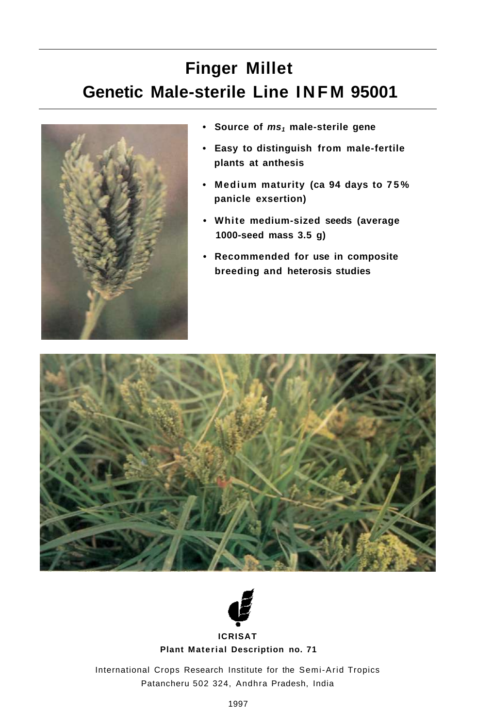# Finger Millet

# Genetic Male-sterile Line INFM 95001

- **Source of *$ms_1$* male-sterile gene**
- **Easy to distinguish from male-fertile plants at anthesis**
- **Medium maturity (ca 94 days to 75% panicle exsertion)**
- **White medium-sized seeds (average 1000-seed mass 3.5 g)**
- **Recommended for use in composite breeding and heterosis studies**

**ICRISAT**

**Plant Material Description no. 71**

International Crops Research Institute for the Semi-Arid Tropics
Patancheru 502 324, Andhra Pradesh, India

1997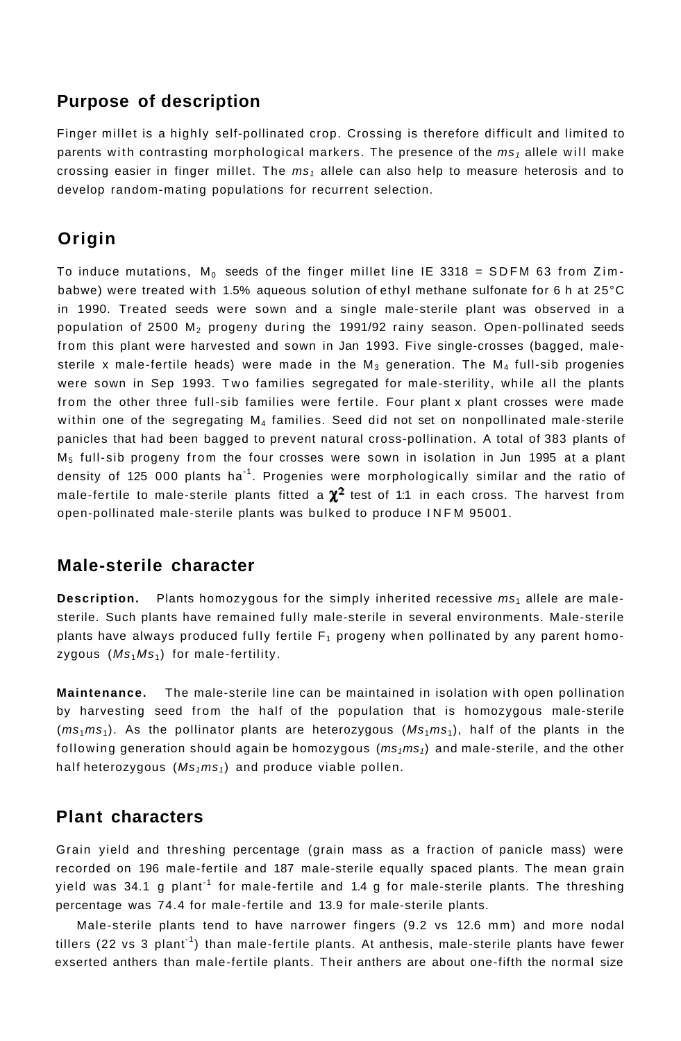## Purpose of description

Finger millet is a highly self-pollinated crop. Crossing is therefore difficult and limited to parents with contrasting morphological markers. The presence of the *$ms_1$* allele will make crossing easier in finger millet. The *$ms_1$* allele can also help to measure heterosis and to develop random-mating populations for recurrent selection.

## Origin

To induce mutations, $M_0$ seeds of the finger millet line IE 3318 = SDFM 63 from Zimbabwe) were treated with 1.5% aqueous solution of ethyl methane sulfonate for 6 h at 25°C in 1990. Treated seeds were sown and a single male-sterile plant was observed in a population of 2500 $M_2$ progeny during the 1991/92 rainy season. Open-pollinated seeds from this plant were harvested and sown in Jan 1993. Five single-crosses (bagged, male-sterile x male-fertile heads) were made in the $M_3$ generation. The $M_4$ full-sib progenies were sown in Sep 1993. Two families segregated for male-sterility, while all the plants from the other three full-sib families were fertile. Four plant x plant crosses were made within one of the segregating $M_4$ families. Seed did not set on nonpollinated male-sterile panicles that had been bagged to prevent natural cross-pollination. A total of 383 plants of $M_5$ full-sib progeny from the four crosses were sown in isolation in Jun 1995 at a plant density of 125 000 plants $ha^{-1}$. Progenies were morphologically similar and the ratio of male-fertile to male-sterile plants fitted a $\chi^2$ test of 1:1 in each cross. The harvest from open-pollinated male-sterile plants was bulked to produce INFM 95001.

## Male-sterile character

**Description.** Plants homozygous for the simply inherited recessive $ms_1$ allele are male-sterile. Such plants have remained fully male-sterile in several environments. Male-sterile plants have always produced fully fertile $F_1$ progeny when pollinated by any parent homozygous ($Ms_1Ms_1$) for male-fertility.

**Maintenance.** The male-sterile line can be maintained in isolation with open pollination by harvesting seed from the half of the population that is homozygous male-sterile ($ms_1ms_1$). As the pollinator plants are heterozygous ($Ms_1ms_1$), half of the plants in the following generation should again be homozygous (*$ms_1ms_1$*) and male-sterile, and the other half heterozygous (*$Ms_1ms_1$*) and produce viable pollen.

## Plant characters

Grain yield and threshing percentage (grain mass as a fraction of panicle mass) were recorded on 196 male-fertile and 187 male-sterile equally spaced plants. The mean grain yield was 34.1 g $plant^{-1}$ for male-fertile and 1.4 g for male-sterile plants. The threshing percentage was 74.4 for male-fertile and 13.9 for male-sterile plants.

Male-sterile plants tend to have narrower fingers (9.2 vs 12.6 mm) and more nodal tillers (22 vs 3 $plant^{-1}$) than male-fertile plants. At anthesis, male-sterile plants have fewer exserted anthers than male-fertile plants. Their anthers are about one-fifth the normal size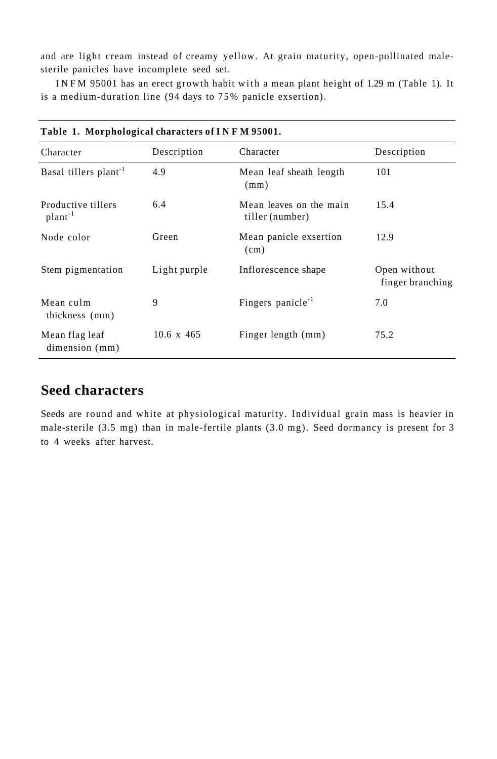and are light cream instead of creamy yellow. At grain maturity, open-pollinated male-sterile panicles have incomplete seed set.

INFM 95001 has an erect growth habit with a mean plant height of 1.29 m (Table 1). It is a medium-duration line (94 days to 75% panicle exsertion).

**Table 1. Morphological characters of INFM 95001.**

| Character | Description | Character | Description |
|---|---|---|---|
| Basal tillers plant$^{-1}$ | 4.9 | Mean leaf sheath length (mm) | 101 |
| Productive tillers plant$^{-1}$ | 6.4 | Mean leaves on the main tiller (number) | 15.4 |
| Node color | Green | Mean panicle exsertion (cm) | 12.9 |
| Stem pigmentation | Light purple | Inflorescence shape | Open without finger branching |
| Mean culm thickness (mm) | 9 | Fingers panicle$^{-1}$ | 7.0 |
| Mean flag leaf dimension (mm) | 10.6 x 465 | Finger length (mm) | 75.2 |

## Seed characters

Seeds are round and white at physiological maturity. Individual grain mass is heavier in male-sterile (3.5 mg) than in male-fertile plants (3.0 mg). Seed dormancy is present for 3 to 4 weeks after harvest.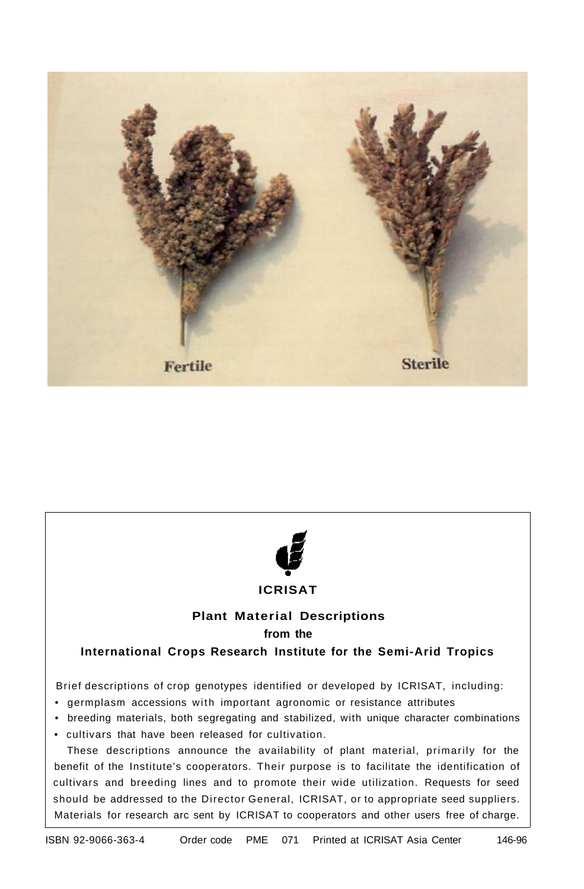Fertile

Sterile

**ICRISAT**

## Plant Material Descriptions

**from the**

**International Crops Research Institute for the Semi-Arid Tropics**

Brief descriptions of crop genotypes identified or developed by ICRISAT, including:

- germplasm accessions with important agronomic or resistance attributes
- breeding materials, both segregating and stabilized, with unique character combinations
- cultivars that have been released for cultivation.

These descriptions announce the availability of plant material, primarily for the benefit of the Institute's cooperators. Their purpose is to facilitate the identification of cultivars and breeding lines and to promote their wide utilization. Requests for seed should be addressed to the Director General, ICRISAT, or to appropriate seed suppliers. Materials for research arc sent by ICRISAT to cooperators and other users free of charge.

ISBN 92-9066-363-4 Order code PME 071 Printed at ICRISAT Asia Center 146-96